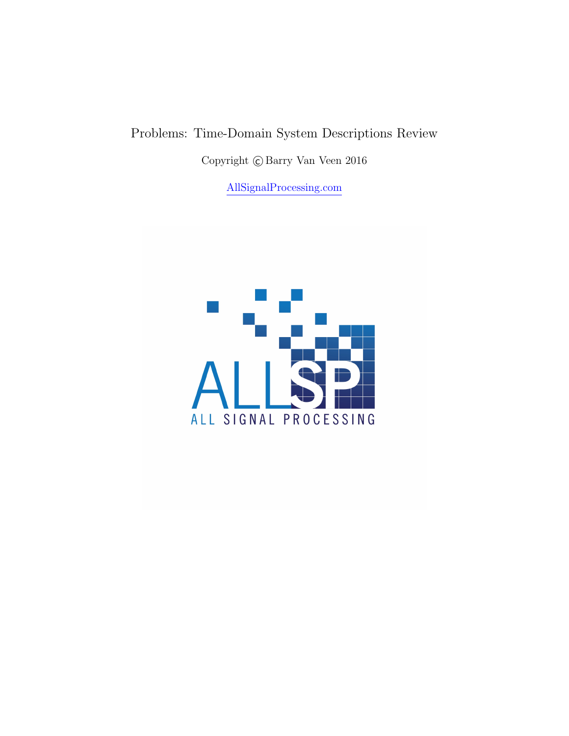# Problems: Time-Domain System Descriptions Review

Copyright © Barry Van Veen 2016

AllSignalProcessing.com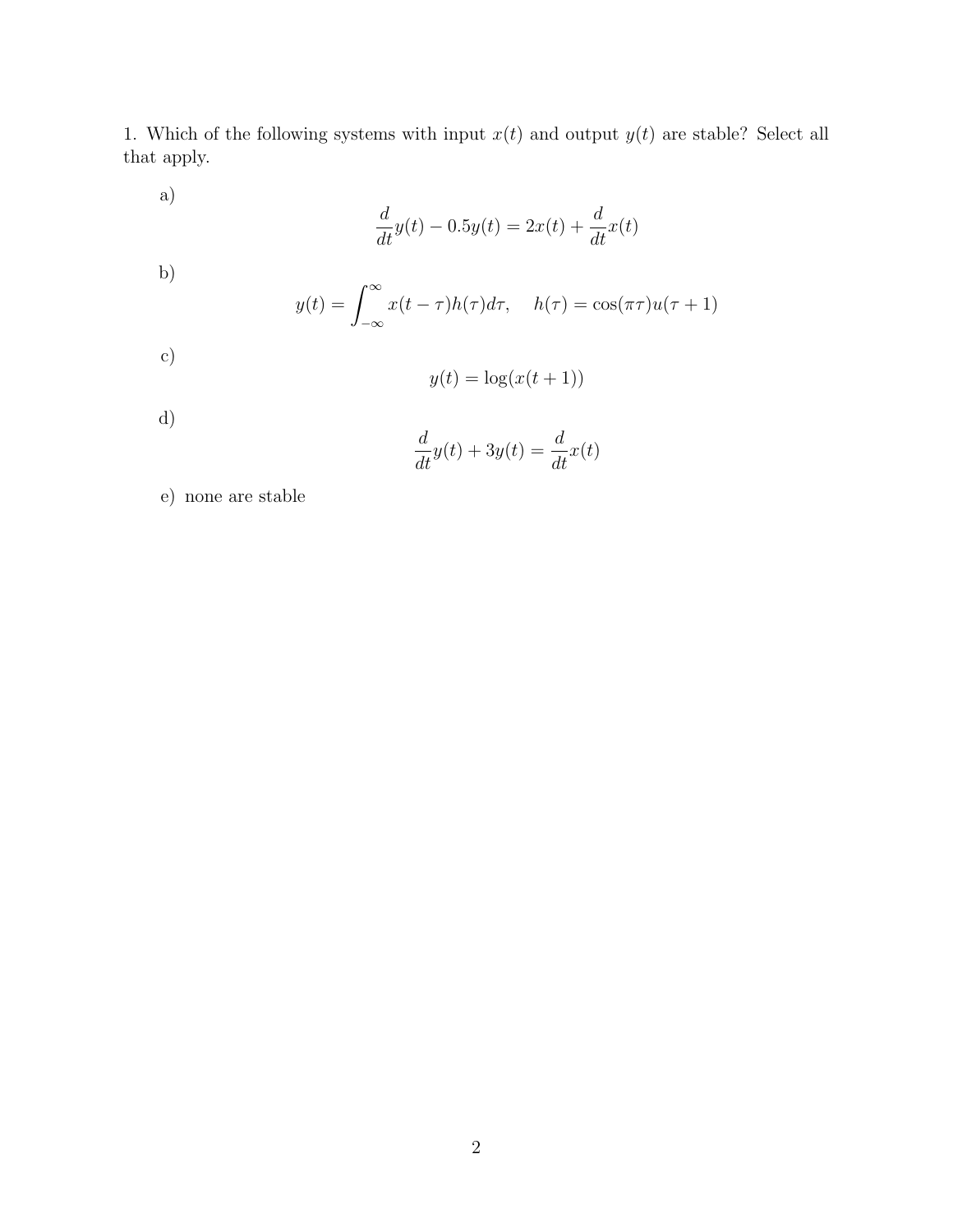1. Which of the following systems with input $x(t)$ and output $y(t)$ are stable? Select all that apply.

a)

$$\frac{d}{dt}y(t) - 0.5y(t) = 2x(t) + \frac{d}{dt}x(t)$$

b)

$$y(t) = \int_{-\infty}^{\infty} x(t-\tau)h(\tau)d\tau, \quad h(\tau) = \cos(\pi\tau)u(\tau+1)$$

c)

$$y(t) = \log(x(t+1))$$

d)

$$\frac{d}{dt}y(t) + 3y(t) = \frac{d}{dt}x(t)$$

e) none are stable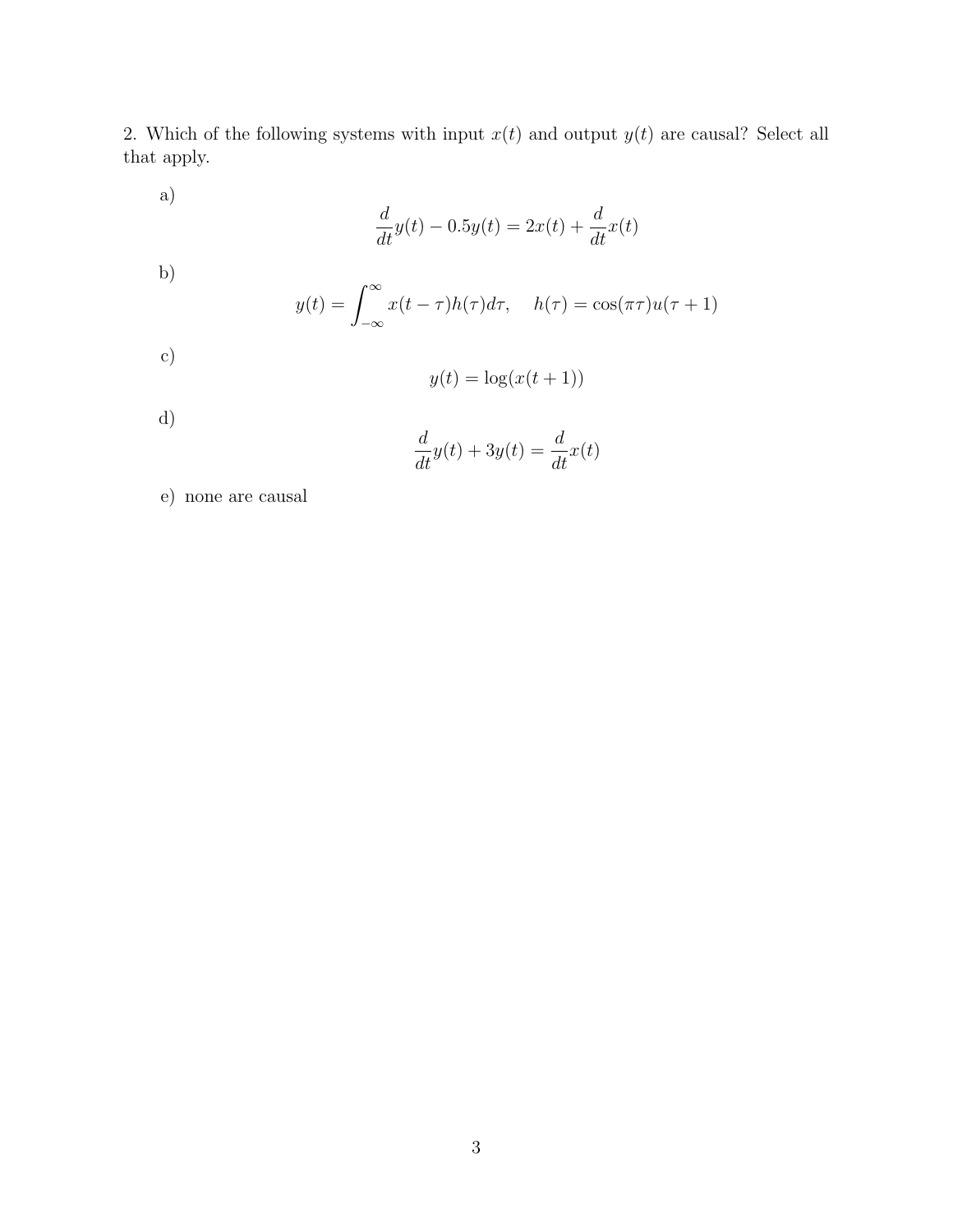2. Which of the following systems with input $x(t)$ and output $y(t)$ are causal? Select all that apply.

a)

$$\frac{d}{dt}y(t) - 0.5y(t) = 2x(t) + \frac{d}{dt}x(t)$$

b)

$$y(t) = \int_{-\infty}^{\infty} x(t-\tau)h(\tau)d\tau, \quad h(\tau) = \cos(\pi\tau)u(\tau+1)$$

c)

$$y(t) = \log(x(t+1))$$

d)

$$\frac{d}{dt}y(t) + 3y(t) = \frac{d}{dt}x(t)$$

e) none are causal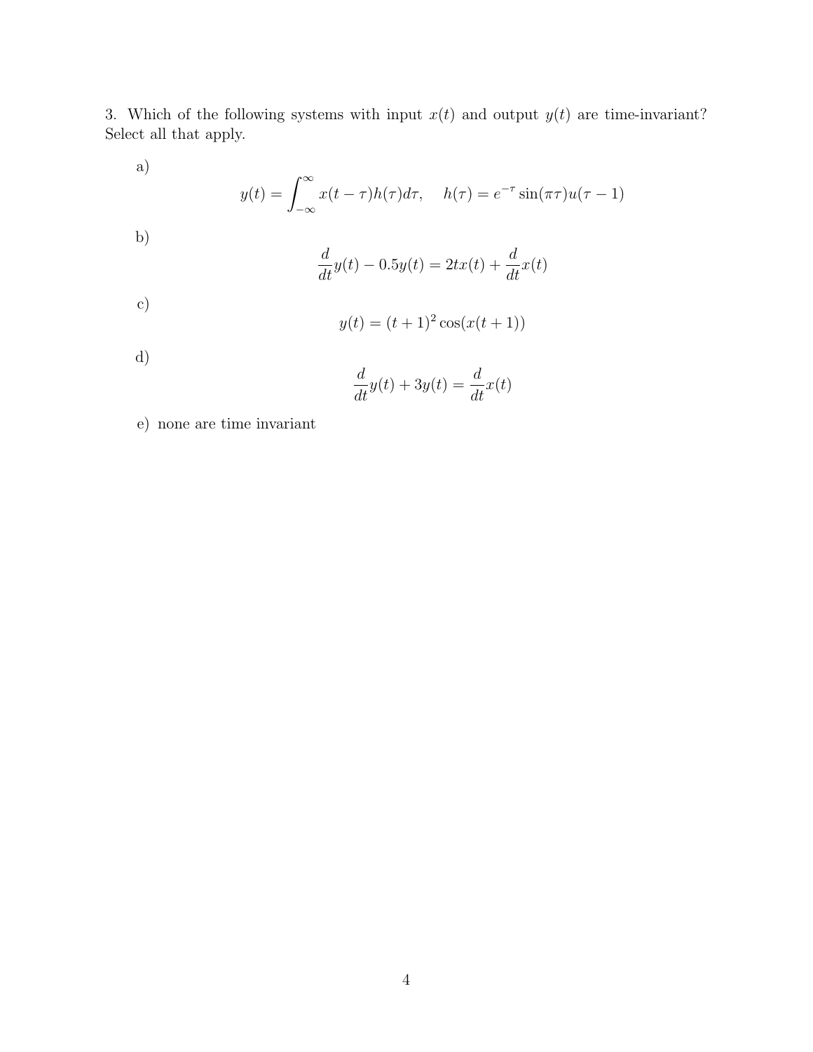3. Which of the following systems with input $x(t)$ and output $y(t)$ are time-invariant? Select all that apply.

a)

$$y(t) = \int_{-\infty}^{\infty} x(t-\tau)h(\tau)d\tau, \quad h(\tau) = e^{-\tau}\sin(\pi\tau)u(\tau-1)$$

b)

$$\frac{d}{dt}y(t) - 0.5y(t) = 2tx(t) + \frac{d}{dt}x(t)$$

c)

$$y(t) = (t+1)^2\cos(x(t+1))$$

d)

$$\frac{d}{dt}y(t) + 3y(t) = \frac{d}{dt}x(t)$$

e) none are time invariant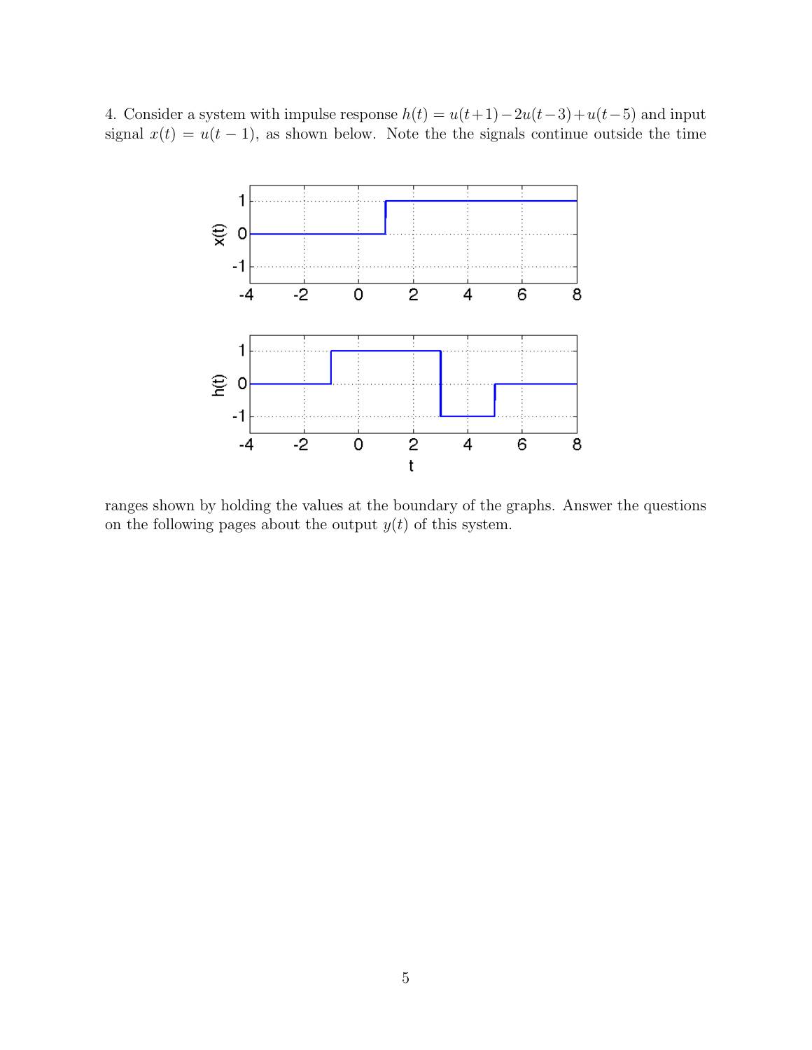4. Consider a system with impulse response $h(t) = u(t+1) - 2u(t-3) + u(t-5)$ and input signal $x(t) = u(t-1)$, as shown below. Note the the signals continue outside the time

x(t)

1

0

-1

-4 -2 0 2 4 6 8

h(t)

1

0

-1

-4 -2 0 2 4 6 8

t

ranges shown by holding the values at the boundary of the graphs. Answer the questions on the following pages about the output $y(t)$ of this system.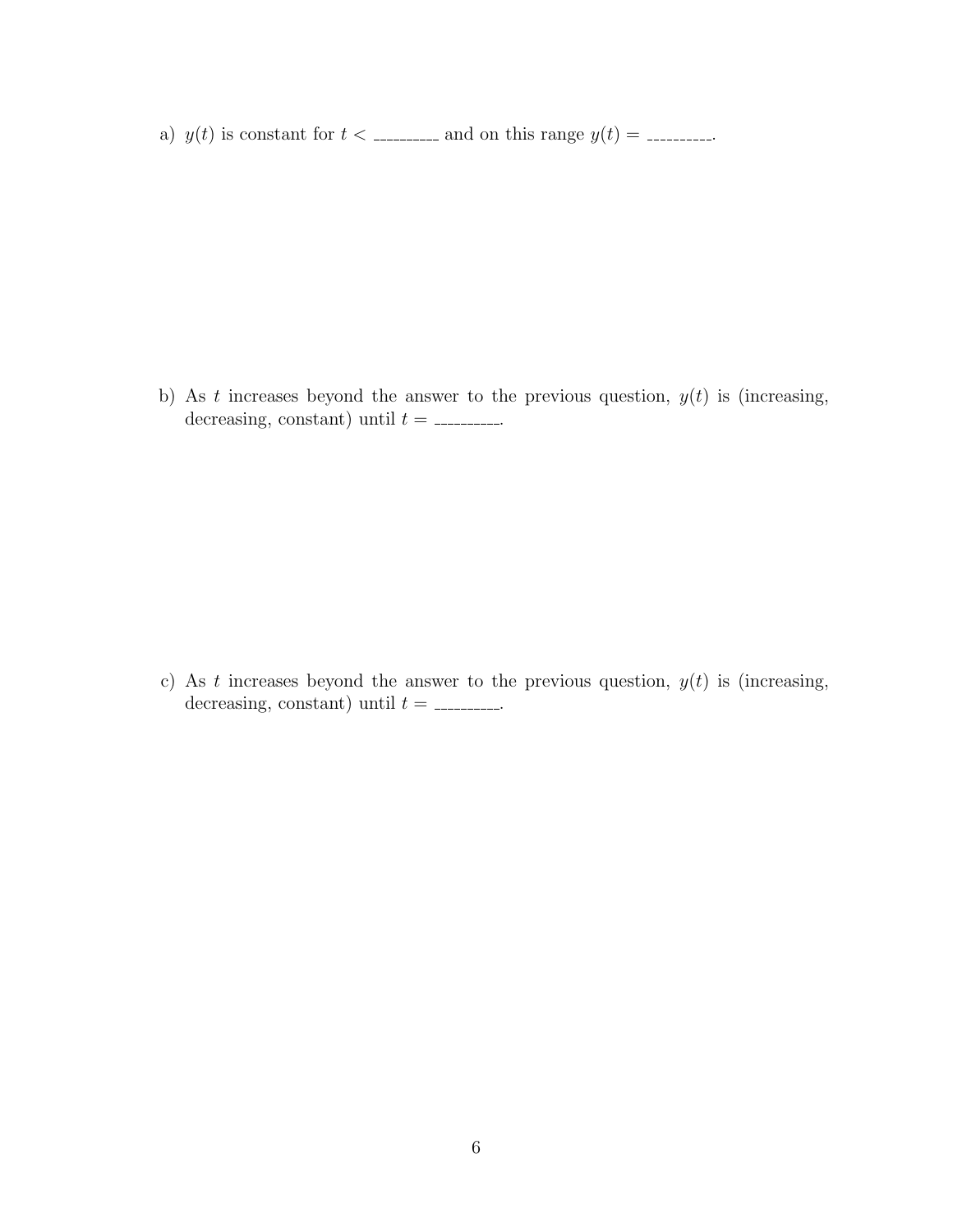a) $y(t)$ is constant for $t <$ \_\_\_\_\_\_\_\_\_\_ and on this range $y(t) =$ \_\_\_\_\_\_\_\_\_\_.

b) As $t$ increases beyond the answer to the previous question, $y(t)$ is (increasing, decreasing, constant) until $t =$ \_\_\_\_\_\_\_\_\_\_.

c) As $t$ increases beyond the answer to the previous question, $y(t)$ is (increasing, decreasing, constant) until $t =$ \_\_\_\_\_\_\_\_\_\_.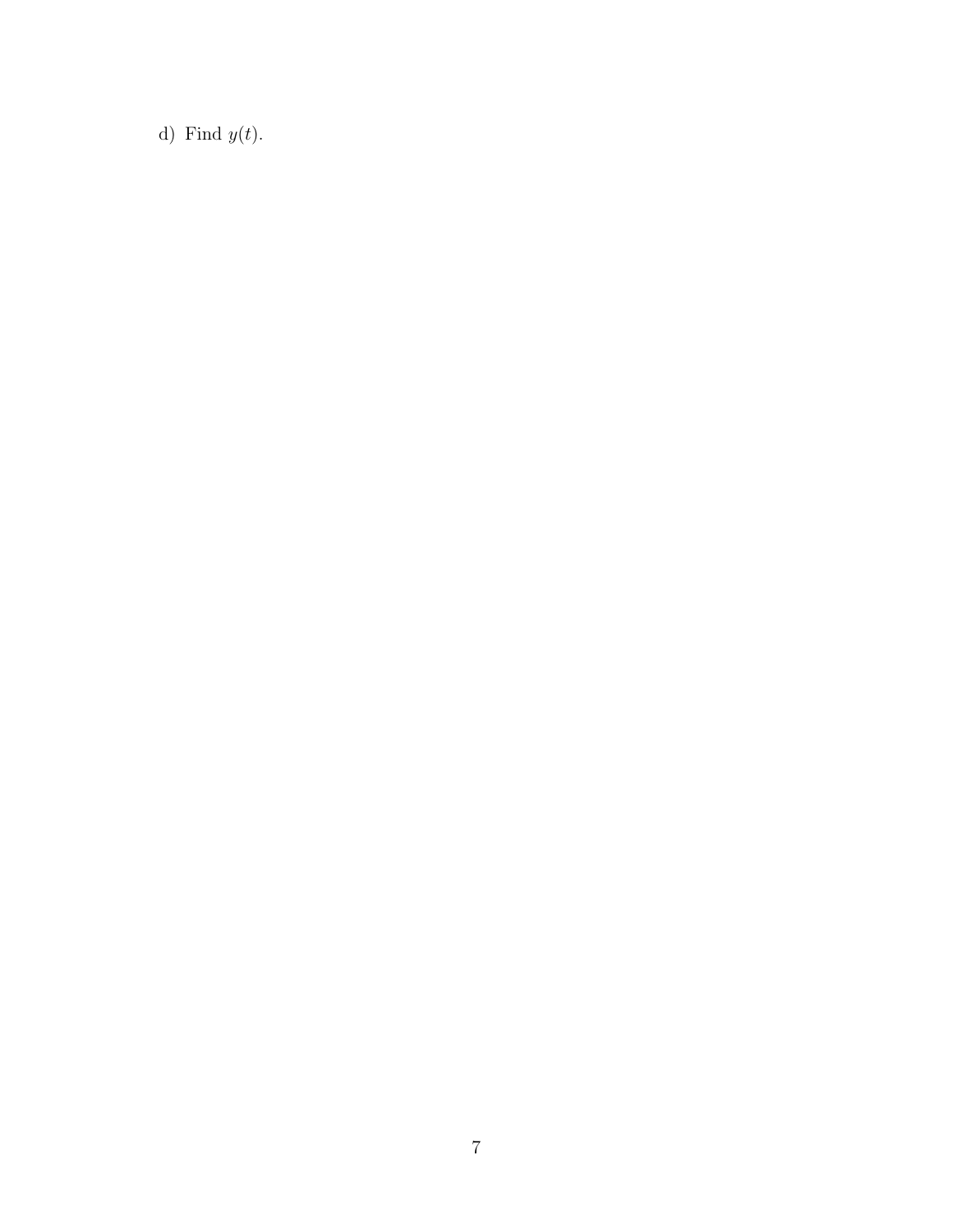d) Find $y(t)$.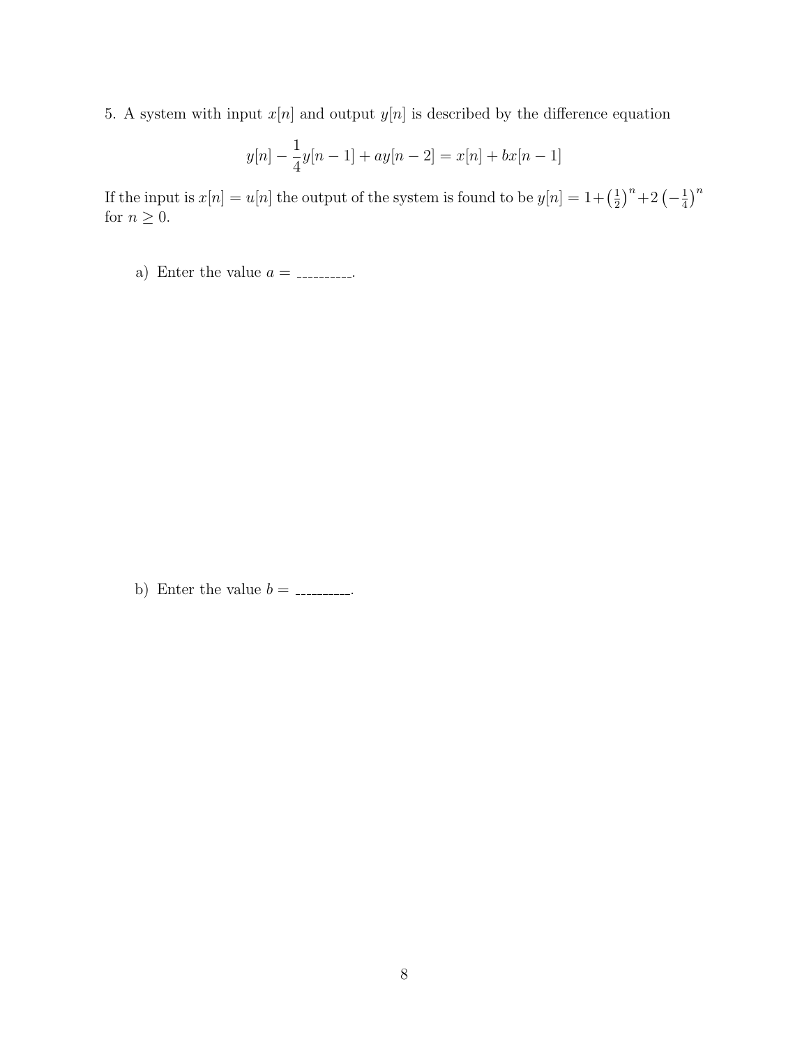5. A system with input $x[n]$ and output $y[n]$ is described by the difference equation

$$y[n] - \frac{1}{4}y[n-1] + ay[n-2] = x[n] + bx[n-1]$$

If the input is $x[n] = u[n]$ the output of the system is found to be $y[n] = 1 + \left(\frac{1}{2}\right)^n + 2\left(-\frac{1}{4}\right)^n$ for $n \geq 0$.

a) Enter the value $a =$ \_\_\_\_\_\_\_\_\_\_\_.

b) Enter the value $b =$ \_\_\_\_\_\_\_\_\_\_\_.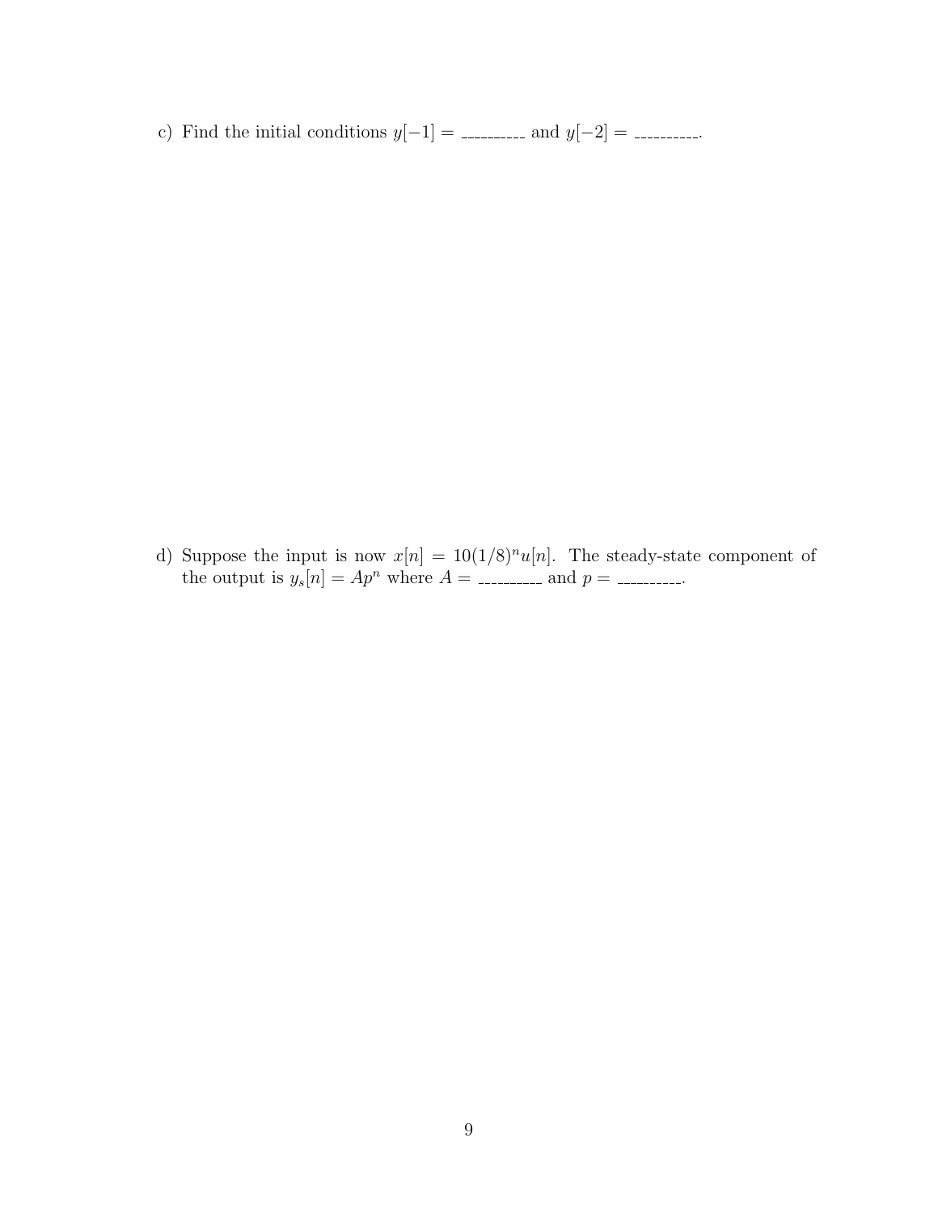c) Find the initial conditions $y[-1] =$ ________ and $y[-2] =$ ________.

d) Suppose the input is now $x[n] = 10(1/8)^n u[n]$. The steady-state component of the output is $y_s[n] = Ap^n$ where $A =$ ________ and $p =$ ________.